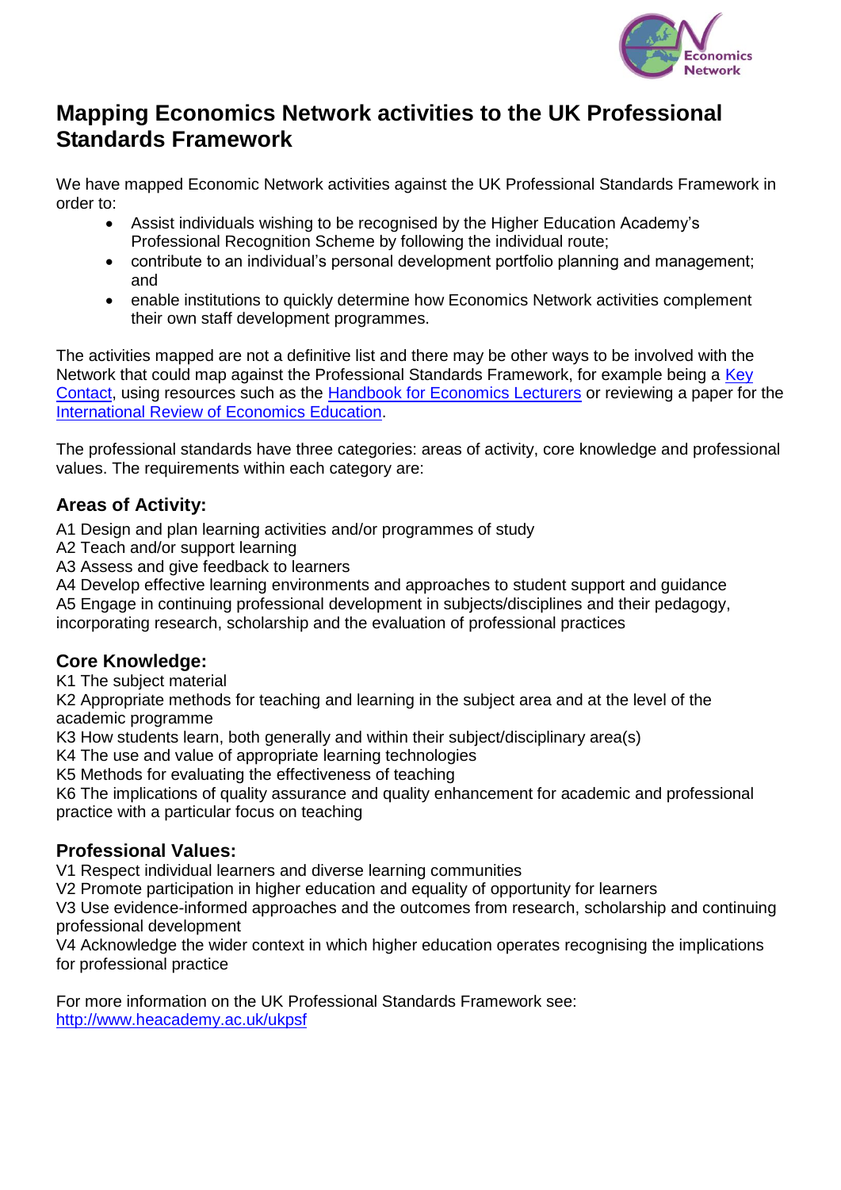# Mapping Economics Network activities to the UK Professional Standards Framework

We have mapped Economic Network activities against the UK Professional Standards Framework in order to:

- Assist individuals wishing to be recognised by the Higher Education Academy's Professional Recognition Scheme by following the individual route;
- contribute to an individual's personal development portfolio planning and management; and
- enable institutions to quickly determine how Economics Network activities complement their own staff development programmes.

The activities mapped are not a definitive list and there may be other ways to be involved with the Network that could map against the Professional Standards Framework, for example being a Key Contact, using resources such as the Handbook for Economics Lecturers or reviewing a paper for the International Review of Economics Education.

The professional standards have three categories: areas of activity, core knowledge and professional values. The requirements within each category are:

## Areas of Activity:

A1 Design and plan learning activities and/or programmes of study
A2 Teach and/or support learning
A3 Assess and give feedback to learners
A4 Develop effective learning environments and approaches to student support and guidance
A5 Engage in continuing professional development in subjects/disciplines and their pedagogy, incorporating research, scholarship and the evaluation of professional practices

## Core Knowledge:

K1 The subject material
K2 Appropriate methods for teaching and learning in the subject area and at the level of the academic programme
K3 How students learn, both generally and within their subject/disciplinary area(s)
K4 The use and value of appropriate learning technologies
K5 Methods for evaluating the effectiveness of teaching
K6 The implications of quality assurance and quality enhancement for academic and professional practice with a particular focus on teaching

## Professional Values:

V1 Respect individual learners and diverse learning communities
V2 Promote participation in higher education and equality of opportunity for learners
V3 Use evidence-informed approaches and the outcomes from research, scholarship and continuing professional development
V4 Acknowledge the wider context in which higher education operates recognising the implications for professional practice

For more information on the UK Professional Standards Framework see:
http://www.heacademy.ac.uk/ukpsf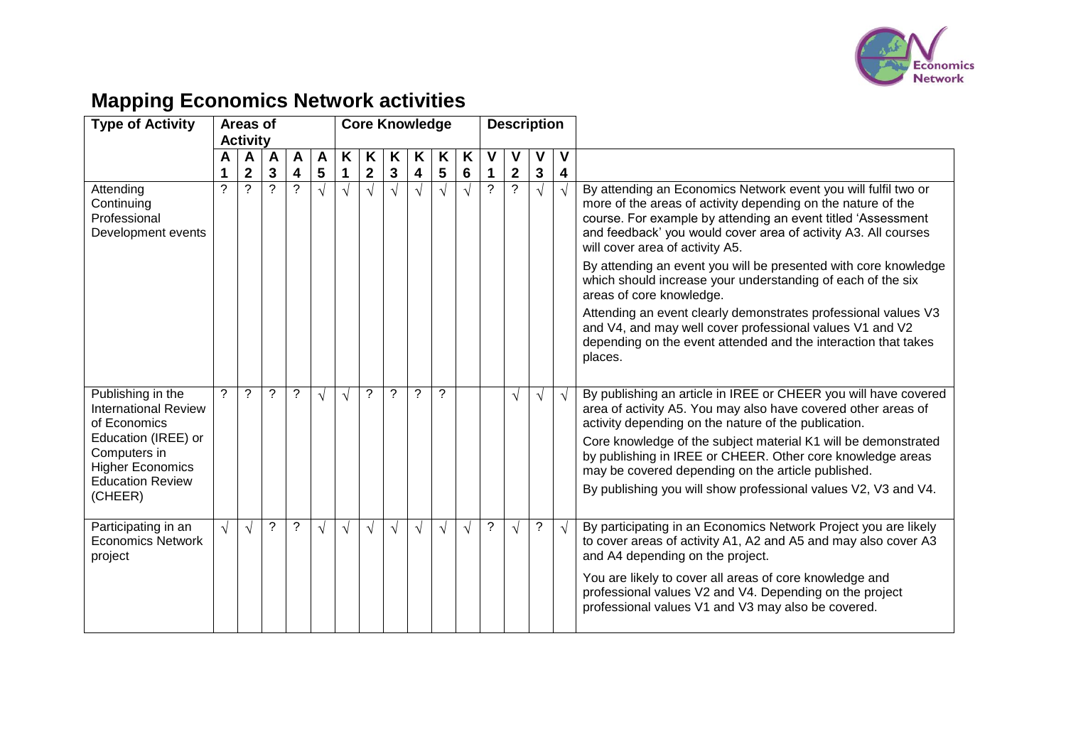# Mapping Economics Network activities

| Type of Activity | Areas of Activity | | | | | Core Knowledge | | | | | | Description | | | | |
|---|---|---|---|---|---|---|---|---|---|---|---|---|---|---|---|---|
| | A1 | A2 | A3 | A4 | A5 | K1 | K2 | K3 | K4 | K5 | K6 | V1 | V2 | V3 | V4 | |
| Attending Continuing Professional Development events | ? | ? | ? | ? | √ | √ | √ | √ | √ | √ | √ | ? | ? | √ | √ | By attending an Economics Network event you will fulfil two or more of the areas of activity depending on the nature of the course. For example by attending an event titled 'Assessment and feedback' you would cover area of activity A3. All courses will cover area of activity A5.<br><br>By attending an event you will be presented with core knowledge which should increase your understanding of each of the six areas of core knowledge.<br><br>Attending an event clearly demonstrates professional values V3 and V4, and may well cover professional values V1 and V2 depending on the event attended and the interaction that takes places. |
| Publishing in the International Review of Economics Education (IREE) or Computers in Higher Economics Education Review (CHEER) | ? | ? | ? | ? | √ | √ | ? | ? | ? | ? | | | √ | √ | √ | By publishing an article in IREE or CHEER you will have covered area of activity A5. You may also have covered other areas of activity depending on the nature of the publication.<br><br>Core knowledge of the subject material K1 will be demonstrated by publishing in IREE or CHEER. Other core knowledge areas may be covered depending on the article published.<br><br>By publishing you will show professional values V2, V3 and V4. |
| Participating in an Economics Network project | √ | √ | ? | ? | √ | √ | √ | √ | √ | √ | √ | ? | √ | ? | √ | By participating in an Economics Network Project you are likely to cover areas of activity A1, A2 and A5 and may also cover A3 and A4 depending on the project.<br><br>You are likely to cover all areas of core knowledge and professional values V2 and V4. Depending on the project professional values V1 and V3 may also be covered. |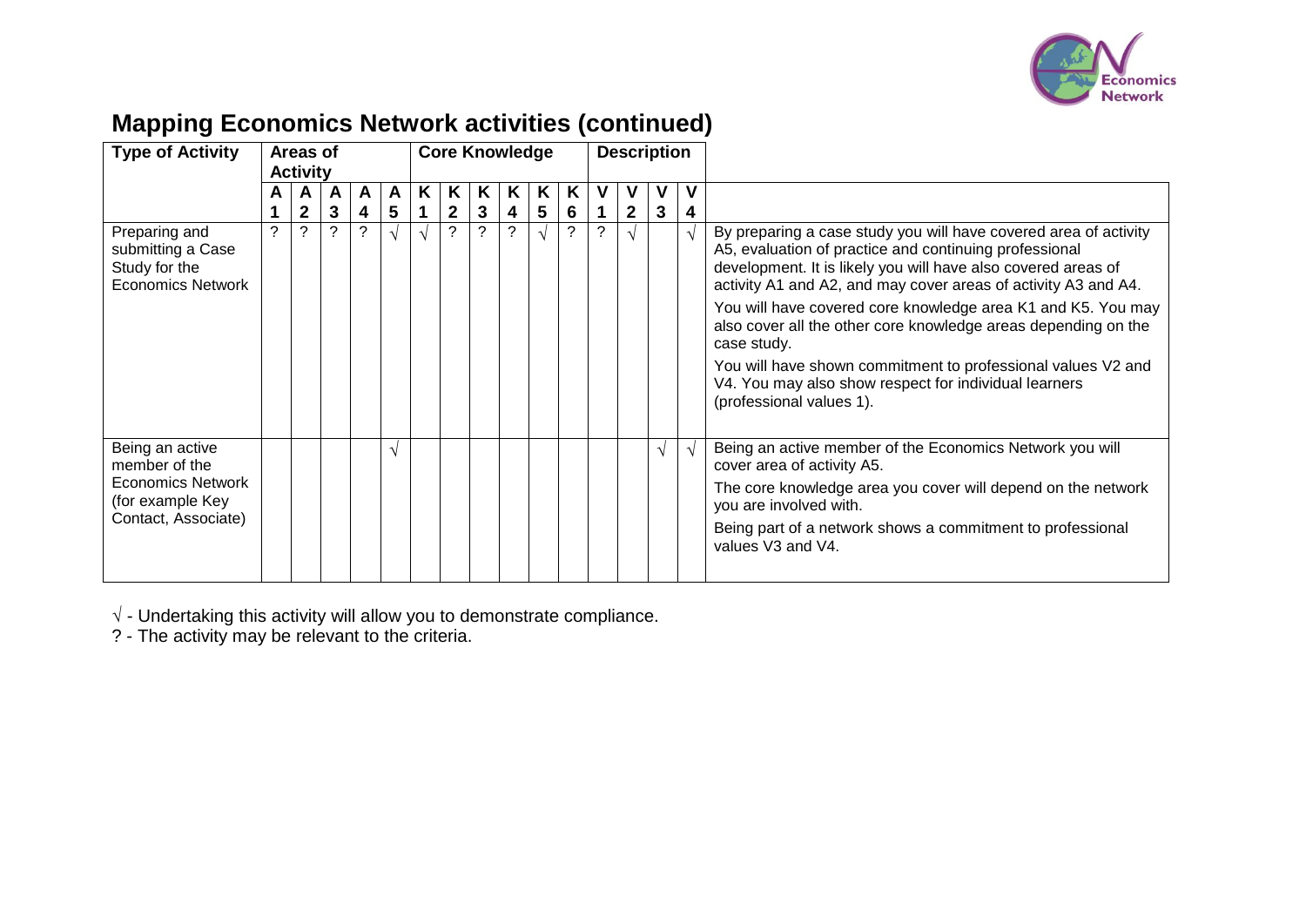# Mapping Economics Network activities (continued)

| Type of Activity | Areas of Activity | | | | | Core Knowledge | | | | | | Description | | | | |
|---|---|---|---|---|---|---|---|---|---|---|---|---|---|---|---|---|
| | A 1 | A 2 | A 3 | A 4 | A 5 | K 1 | K 2 | K 3 | K 4 | K 5 | K 6 | V 1 | V 2 | V 3 | V 4 | |
| Preparing and submitting a Case Study for the Economics Network | ? | ? | ? | ? | √ | √ | ? | ? | ? | √ | ? | ? | √ | | √ | By preparing a case study you will have covered area of activity A5, evaluation of practice and continuing professional development. It is likely you will have also covered areas of activity A1 and A2, and may cover areas of activity A3 and A4. You will have covered core knowledge area K1 and K5. You may also cover all the other core knowledge areas depending on the case study. You will have shown commitment to professional values V2 and V4. You may also show respect for individual learners (professional values 1). |
| Being an active member of the Economics Network (for example Key Contact, Associate) | | | | | √ | | | | | | | | | √ | √ | Being an active member of the Economics Network you will cover area of activity A5. The core knowledge area you cover will depend on the network you are involved with. Being part of a network shows a commitment to professional values V3 and V4. |

√ - Undertaking this activity will allow you to demonstrate compliance.

? - The activity may be relevant to the criteria.